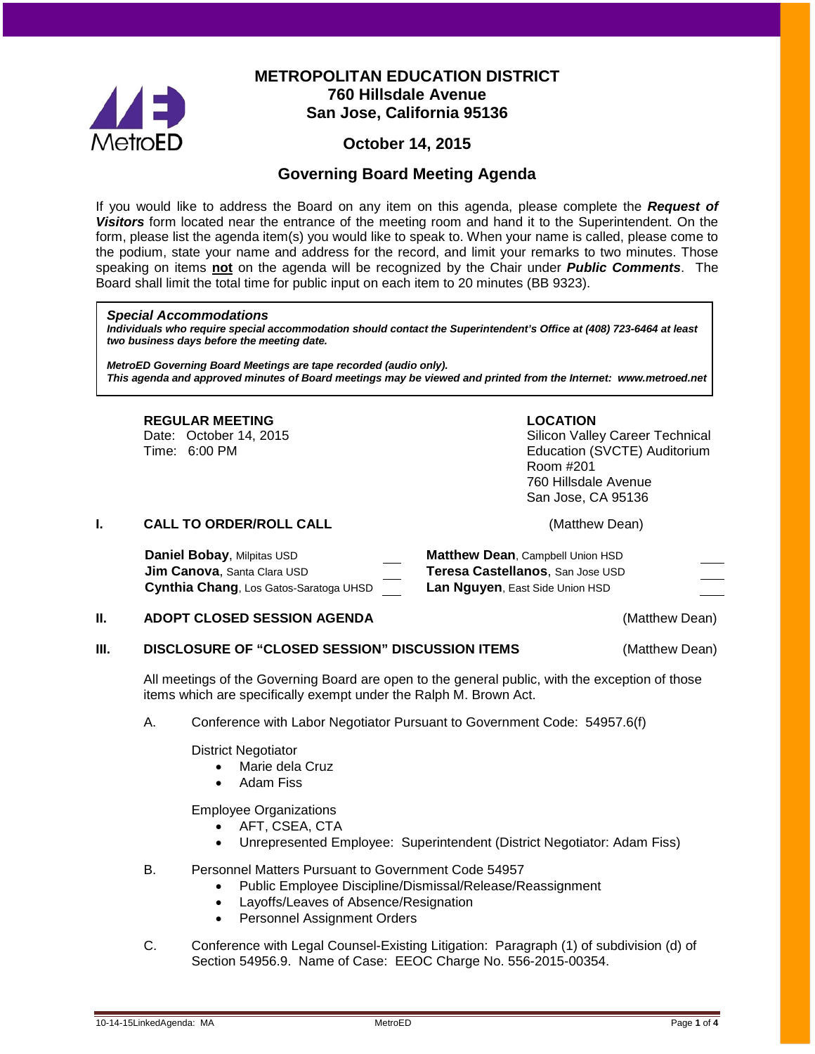# METROPOLITAN EDUCATION DISTRICT
## 760 Hillsdale Avenue
## San Jose, California 95136

## October 14, 2015

## Governing Board Meeting Agenda

If you would like to address the Board on any item on this agenda, please complete the ***Request of Visitors*** form located near the entrance of the meeting room and hand it to the Superintendent. On the form, please list the agenda item(s) you would like to speak to. When your name is called, please come to the podium, state your name and address for the record, and limit your remarks to two minutes. Those speaking on items **not** on the agenda will be recognized by the Chair under ***Public Comments***. The Board shall limit the total time for public input on each item to 20 minutes (BB 9323).

> ***Special Accommodations***
> ***Individuals who require special accommodation should contact the Superintendent's Office at (408) 723-6464 at least two business days before the meeting date.***
>
> ***MetroED Governing Board Meetings are tape recorded (audio only).***
> ***This agenda and approved minutes of Board meetings may be viewed and printed from the Internet: www.metroed.net***

**REGULAR MEETING**
Date: October 14, 2015
Time: 6:00 PM

**LOCATION**
Silicon Valley Career Technical Education (SVCTE) Auditorium
Room #201
760 Hillsdale Avenue
San Jose, CA 95136

### I. CALL TO ORDER/ROLL CALL (Matthew Dean)

| | | | |
|---|---|---|---|
| **Daniel Bobay**, Milpitas USD | ___ | **Matthew Dean**, Campbell Union HSD | ___ |
| **Jim Canova**, Santa Clara USD | ___ | **Teresa Castellanos**, San Jose USD | ___ |
| **Cynthia Chang**, Los Gatos-Saratoga UHSD | ___ | **Lan Nguyen**, East Side Union HSD | ___ |

### II. ADOPT CLOSED SESSION AGENDA (Matthew Dean)

### III. DISCLOSURE OF "CLOSED SESSION" DISCUSSION ITEMS (Matthew Dean)

All meetings of the Governing Board are open to the general public, with the exception of those items which are specifically exempt under the Ralph M. Brown Act.

A. Conference with Labor Negotiator Pursuant to Government Code: 54957.6(f)

District Negotiator
- Marie dela Cruz
- Adam Fiss

Employee Organizations
- AFT, CSEA, CTA
- Unrepresented Employee: Superintendent (District Negotiator: Adam Fiss)

B. Personnel Matters Pursuant to Government Code 54957
- Public Employee Discipline/Dismissal/Release/Reassignment
- Layoffs/Leaves of Absence/Resignation
- Personnel Assignment Orders

C. Conference with Legal Counsel-Existing Litigation: Paragraph (1) of subdivision (d) of Section 54956.9. Name of Case: EEOC Charge No. 556-2015-00354.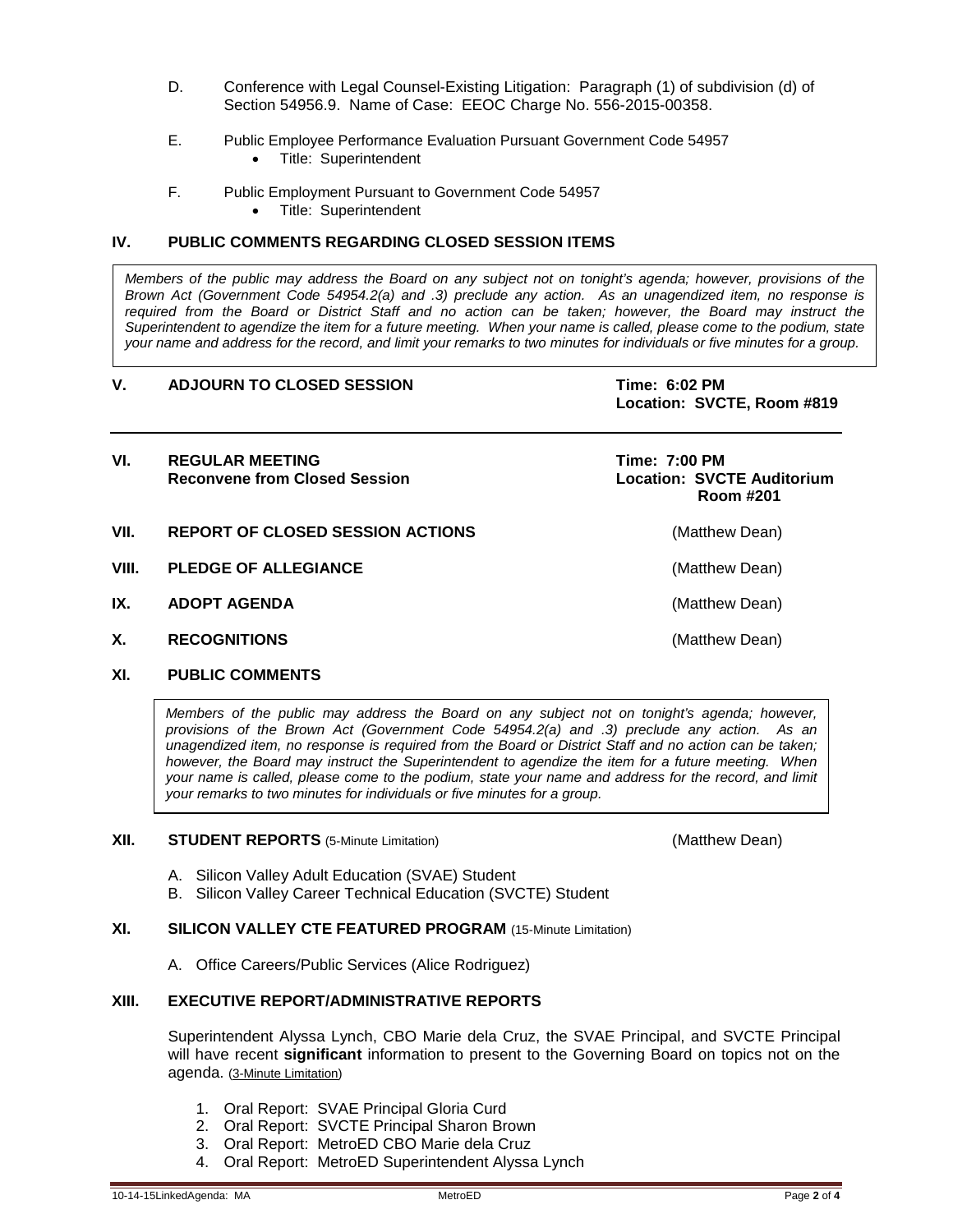D. Conference with Legal Counsel-Existing Litigation: Paragraph (1) of subdivision (d) of Section 54956.9. Name of Case: EEOC Charge No. 556-2015-00358.

E. Public Employee Performance Evaluation Pursuant Government Code 54957
- Title: Superintendent

F. Public Employment Pursuant to Government Code 54957
- Title: Superintendent

## IV. PUBLIC COMMENTS REGARDING CLOSED SESSION ITEMS

*Members of the public may address the Board on any subject not on tonight's agenda; however, provisions of the Brown Act (Government Code 54954.2(a) and .3) preclude any action. As an unagendized item, no response is required from the Board or District Staff and no action can be taken; however, the Board may instruct the Superintendent to agendize the item for a future meeting. When your name is called, please come to the podium, state your name and address for the record, and limit your remarks to two minutes for individuals or five minutes for a group.*

## V. ADJOURN TO CLOSED SESSION

**Time: 6:02 PM**
**Location: SVCTE, Room #819**

---

## VI. REGULAR MEETING
**Reconvene from Closed Session**

**Time: 7:00 PM**
**Location: SVCTE Auditorium Room #201**

## VII. REPORT OF CLOSED SESSION ACTIONS (Matthew Dean)

## VIII. PLEDGE OF ALLEGIANCE (Matthew Dean)

## IX. ADOPT AGENDA (Matthew Dean)

## X. RECOGNITIONS (Matthew Dean)

## XI. PUBLIC COMMENTS

*Members of the public may address the Board on any subject not on tonight's agenda; however, provisions of the Brown Act (Government Code 54954.2(a) and .3) preclude any action. As an unagendized item, no response is required from the Board or District Staff and no action can be taken; however, the Board may instruct the Superintendent to agendize the item for a future meeting. When your name is called, please come to the podium, state your name and address for the record, and limit your remarks to two minutes for individuals or five minutes for a group.*

## XII. STUDENT REPORTS (5-Minute Limitation) (Matthew Dean)

A. Silicon Valley Adult Education (SVAE) Student
B. Silicon Valley Career Technical Education (SVCTE) Student

## XI. SILICON VALLEY CTE FEATURED PROGRAM (15-Minute Limitation)

A. Office Careers/Public Services (Alice Rodriguez)

## XIII. EXECUTIVE REPORT/ADMINISTRATIVE REPORTS

Superintendent Alyssa Lynch, CBO Marie dela Cruz, the SVAE Principal, and SVCTE Principal will have recent **significant** information to present to the Governing Board on topics not on the agenda. (3-Minute Limitation)

1. Oral Report: SVAE Principal Gloria Curd
2. Oral Report: SVCTE Principal Sharon Brown
3. Oral Report: MetroED CBO Marie dela Cruz
4. Oral Report: MetroED Superintendent Alyssa Lynch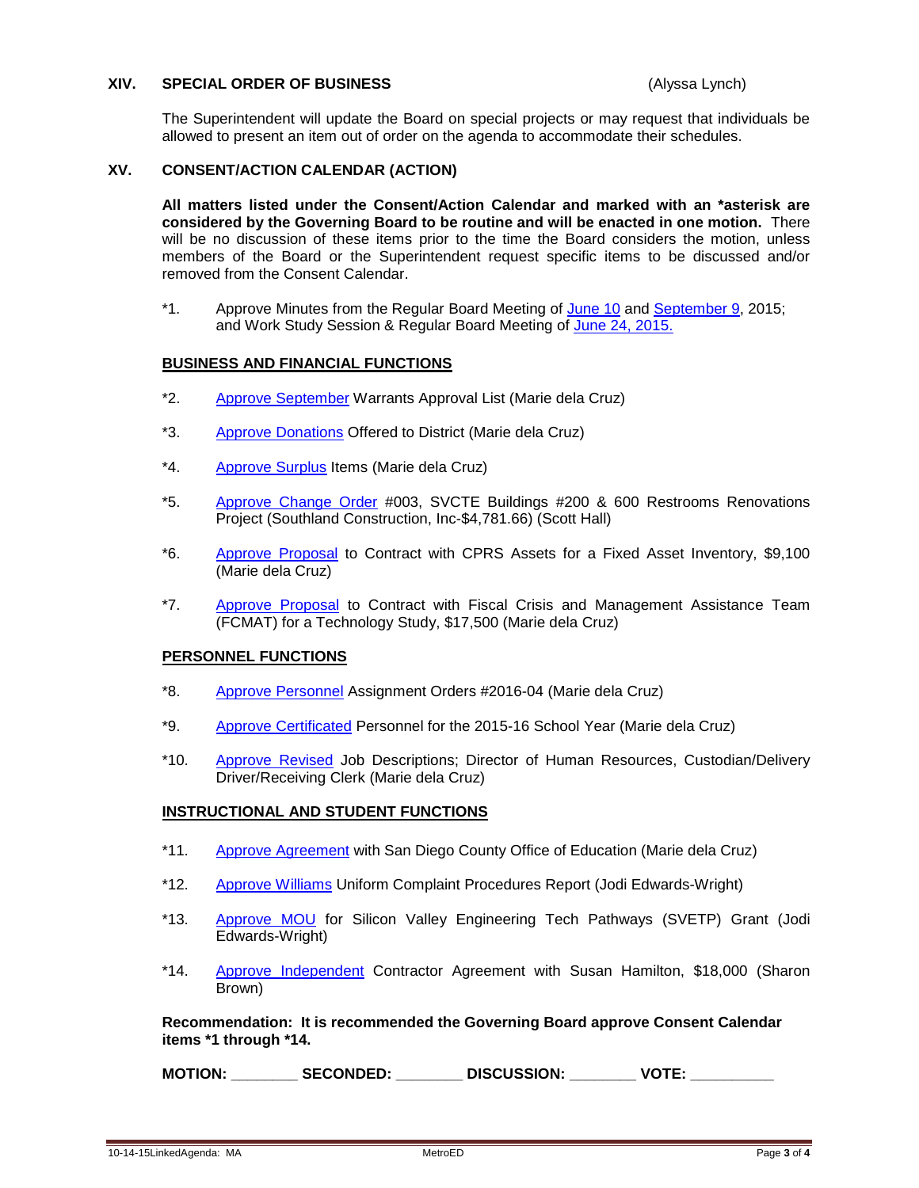## XIV. SPECIAL ORDER OF BUSINESS (Alyssa Lynch)

The Superintendent will update the Board on special projects or may request that individuals be allowed to present an item out of order on the agenda to accommodate their schedules.

## XV. CONSENT/ACTION CALENDAR (ACTION)

**All matters listed under the Consent/Action Calendar and marked with an *asterisk are considered by the Governing Board to be routine and will be enacted in one motion.** There will be no discussion of these items prior to the time the Board considers the motion, unless members of the Board or the Superintendent request specific items to be discussed and/or removed from the Consent Calendar.

*1. Approve Minutes from the Regular Board Meeting of June 10 and September 9, 2015; and Work Study Session & Regular Board Meeting of June 24, 2015.

### BUSINESS AND FINANCIAL FUNCTIONS

*2. Approve September Warrants Approval List (Marie dela Cruz)

*3. Approve Donations Offered to District (Marie dela Cruz)

*4. Approve Surplus Items (Marie dela Cruz)

*5. Approve Change Order #003, SVCTE Buildings #200 & 600 Restrooms Renovations Project (Southland Construction, Inc-$4,781.66) (Scott Hall)

*6. Approve Proposal to Contract with CPRS Assets for a Fixed Asset Inventory, $9,100 (Marie dela Cruz)

*7. Approve Proposal to Contract with Fiscal Crisis and Management Assistance Team (FCMAT) for a Technology Study, $17,500 (Marie dela Cruz)

### PERSONNEL FUNCTIONS

*8. Approve Personnel Assignment Orders #2016-04 (Marie dela Cruz)

*9. Approve Certificated Personnel for the 2015-16 School Year (Marie dela Cruz)

*10. Approve Revised Job Descriptions; Director of Human Resources, Custodian/Delivery Driver/Receiving Clerk (Marie dela Cruz)

### INSTRUCTIONAL AND STUDENT FUNCTIONS

*11. Approve Agreement with San Diego County Office of Education (Marie dela Cruz)

*12. Approve Williams Uniform Complaint Procedures Report (Jodi Edwards-Wright)

*13. Approve MOU for Silicon Valley Engineering Tech Pathways (SVETP) Grant (Jodi Edwards-Wright)

*14. Approve Independent Contractor Agreement with Susan Hamilton, $18,000 (Sharon Brown)

**Recommendation: It is recommended the Governing Board approve Consent Calendar items *1 through *14.**

**MOTION:** ________ **SECONDED:** ________ **DISCUSSION:** ________ **VOTE:** __________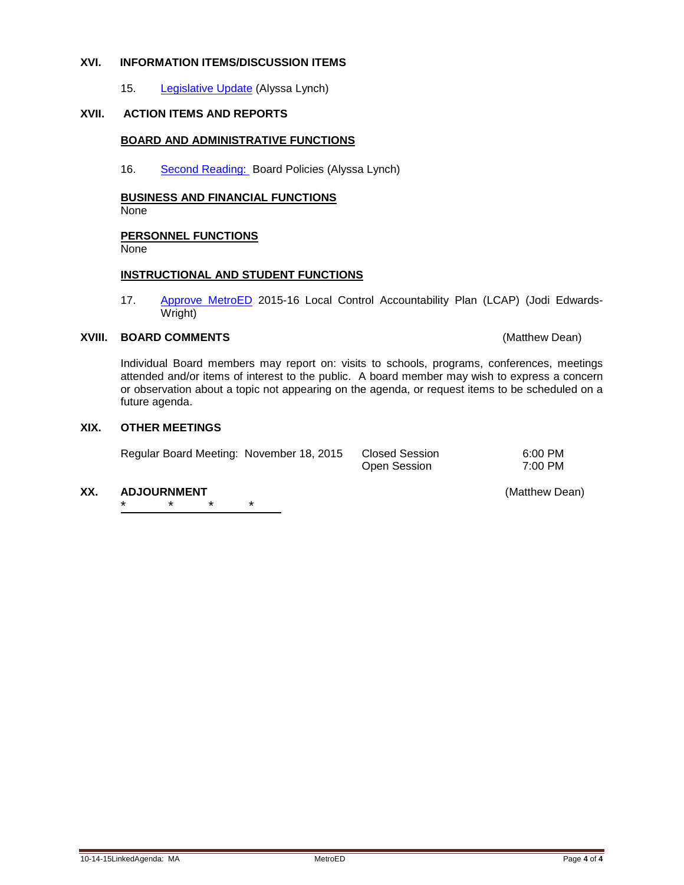## XVI. INFORMATION ITEMS/DISCUSSION ITEMS

15. Legislative Update (Alyssa Lynch)

## XVII. ACTION ITEMS AND REPORTS

**BOARD AND ADMINISTRATIVE FUNCTIONS**

16. Second Reading: Board Policies (Alyssa Lynch)

**BUSINESS AND FINANCIAL FUNCTIONS**

None

**PERSONNEL FUNCTIONS**

None

**INSTRUCTIONAL AND STUDENT FUNCTIONS**

17. Approve MetroED 2015-16 Local Control Accountability Plan (LCAP) (Jodi Edwards-Wright)

## XVIII. BOARD COMMENTS (Matthew Dean)

Individual Board members may report on: visits to schools, programs, conferences, meetings attended and/or items of interest to the public. A board member may wish to express a concern or observation about a topic not appearing on the agenda, or request items to be scheduled on a future agenda.

## XIX. OTHER MEETINGS

| | | |
|---|---|---|
| Regular Board Meeting: November 18, 2015 | Closed Session | 6:00 PM |
| | Open Session | 7:00 PM |

## XX. ADJOURNMENT (Matthew Dean)

\* \* \* \*